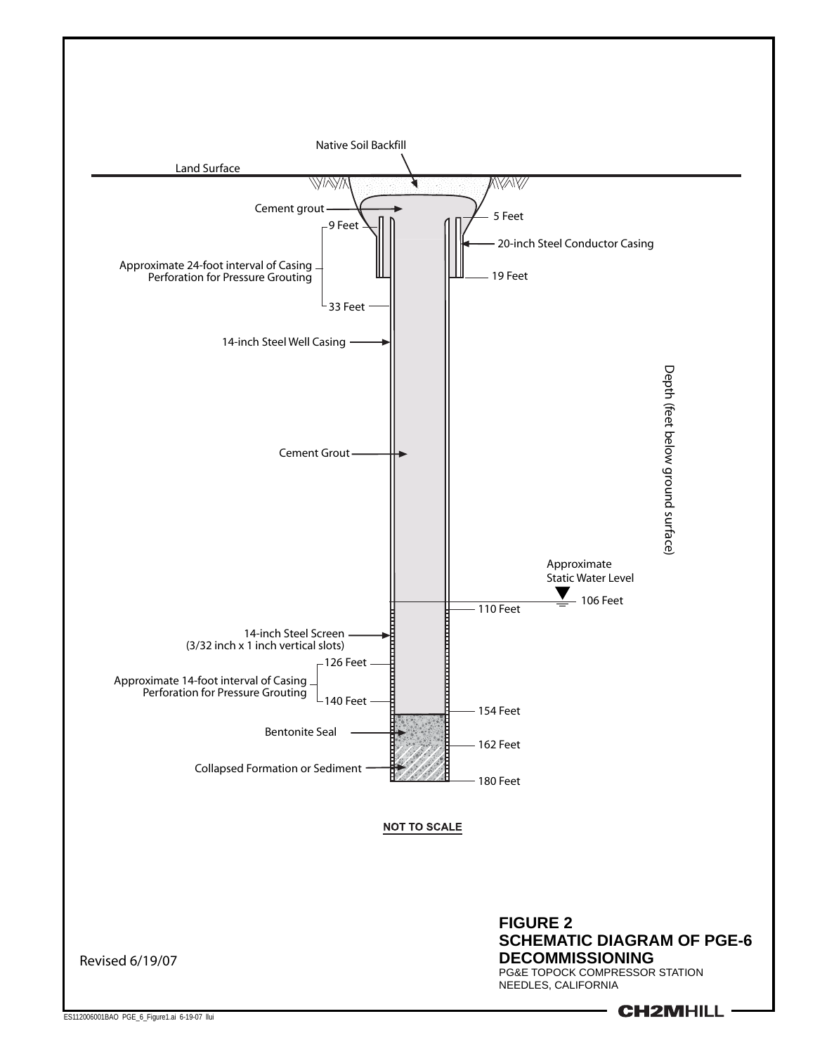Native Soil Backfill

Land Surface

Cement grout

5 Feet

9 Feet

20-inch Steel Conductor Casing

Approximate 24-foot interval of Casing Perforation for Pressure Grouting

19 Feet

33 Feet

14-inch Steel Well Casing

Depth (feet below ground surface)

Cement Grout

Approximate Static Water Level

106 Feet

110 Feet

14-inch Steel Screen (3/32 inch x 1 inch vertical slots)

126 Feet

Approximate 14-foot interval of Casing Perforation for Pressure Grouting

140 Feet

154 Feet

Bentonite Seal

162 Feet

Collapsed Formation or Sediment

180 Feet

**NOT TO SCALE**

Revised 6/19/07

**FIGURE 2**
**SCHEMATIC DIAGRAM OF PGE-6 DECOMMISSIONING**
PG&E TOPOCK COMPRESSOR STATION
NEEDLES, CALIFORNIA

ES112006001BAO PGE_6_Figure1.ai 6-19-07 llui

**CH2MHILL**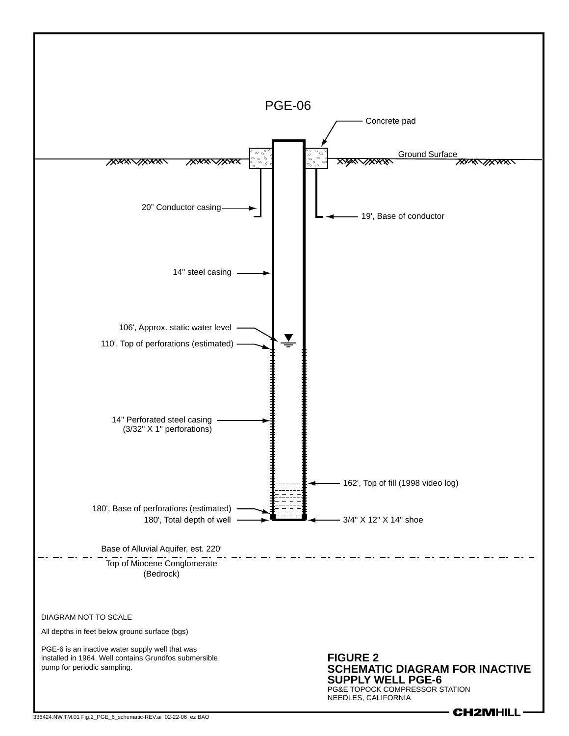PGE-06

Concrete pad

Ground Surface

20" Conductor casing

19', Base of conductor

14" steel casing

106', Approx. static water level

110', Top of perforations (estimated)

14" Perforated steel casing
(3/32" X 1" perforations)

162', Top of fill (1998 video log)

180', Base of perforations (estimated)

180', Total depth of well

3/4" X 12" X 14" shoe

Base of Alluvial Aquifer, est. 220'

Top of Miocene Conglomerate
(Bedrock)

DIAGRAM NOT TO SCALE

All depths in feet below ground surface (bgs)

PGE-6 is an inactive water supply well that was installed in 1964. Well contains Grundfos submersible pump for periodic sampling.

**FIGURE 2**
**SCHEMATIC DIAGRAM FOR INACTIVE SUPPLY WELL PGE-6**
PG&E TOPOCK COMPRESSOR STATION
NEEDLES, CALIFORNIA

**CH2MHILL**

336424.NW.TM.01 Fig.2_PGE_6_schematic-REV.ai 02-22-06 ez BAO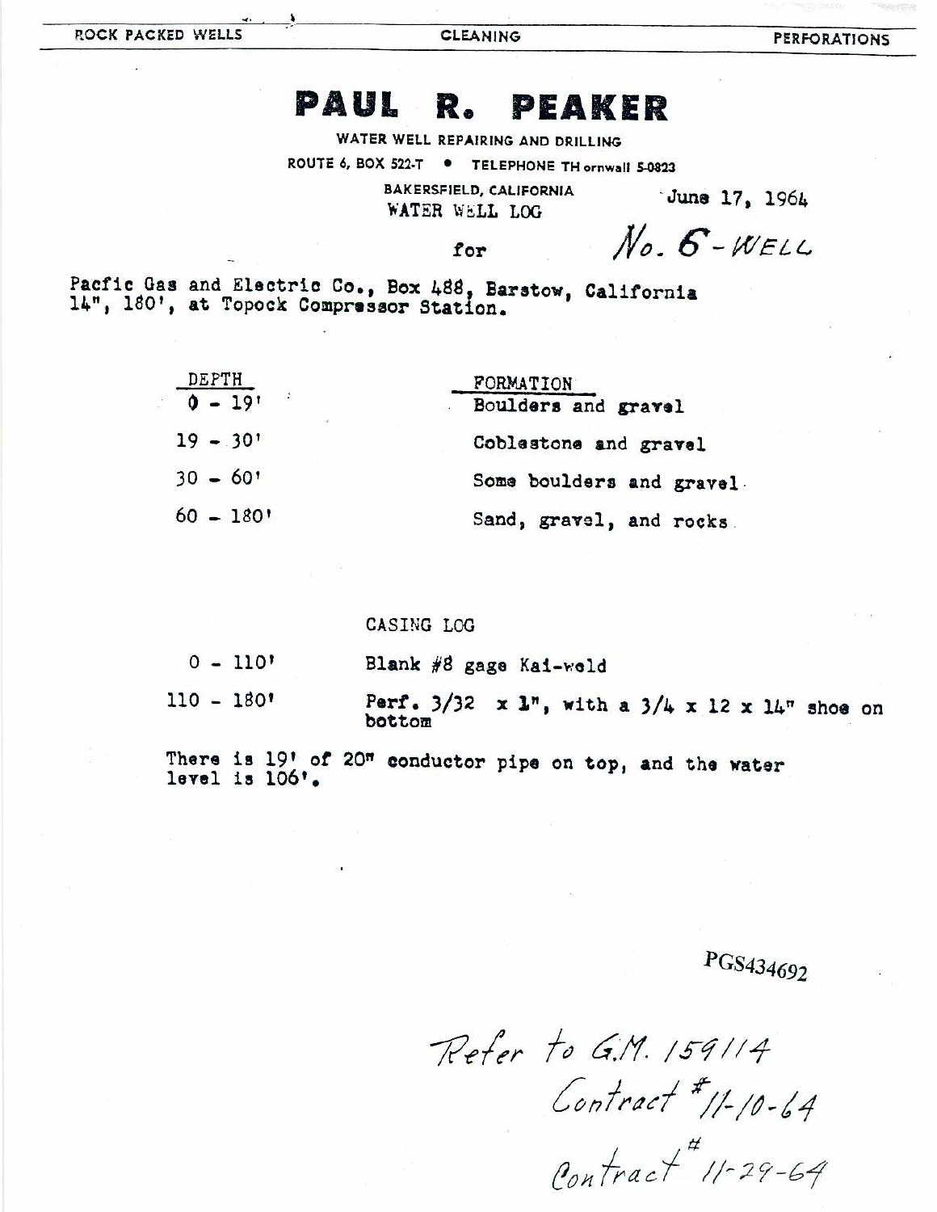ROCK PACKED WELLS | CLEANING | PERFORATIONS

# PAUL R. PEAKER

WATER WELL REPAIRING AND DRILLING

ROUTE 6, BOX 522-T • TELEPHONE THornwall 5-0823

BAKERSFIELD, CALIFORNIA

June 17, 1964

WATER WELL LOG

for *No. 6-WELL*

Pacfic Gas and Electric Co., Box 488, Barstow, California
14", 180', at Topock Compressor Station.

| DEPTH | FORMATION |
|---|---|
| 0 - 19' | Boulders and gravel |
| 19 - 30' | Coblestone and gravel |
| 30 - 60' | Some boulders and gravel |
| 60 - 180' | Sand, gravel, and rocks |

CASING LOG

| | |
|---|---|
| 0 - 110' | Blank #8 gage Kai-weld |
| 110 - 180' | Perf. 3/32 x 1", with a 3/4 x 12 x 14" shoe on bottom |

There is 19' of 20" conductor pipe on top, and the water level is 106'.

PGS434692

*Refer to G.M. 159114*
*Contract # 11-10-64*
*Contract # 11-29-64*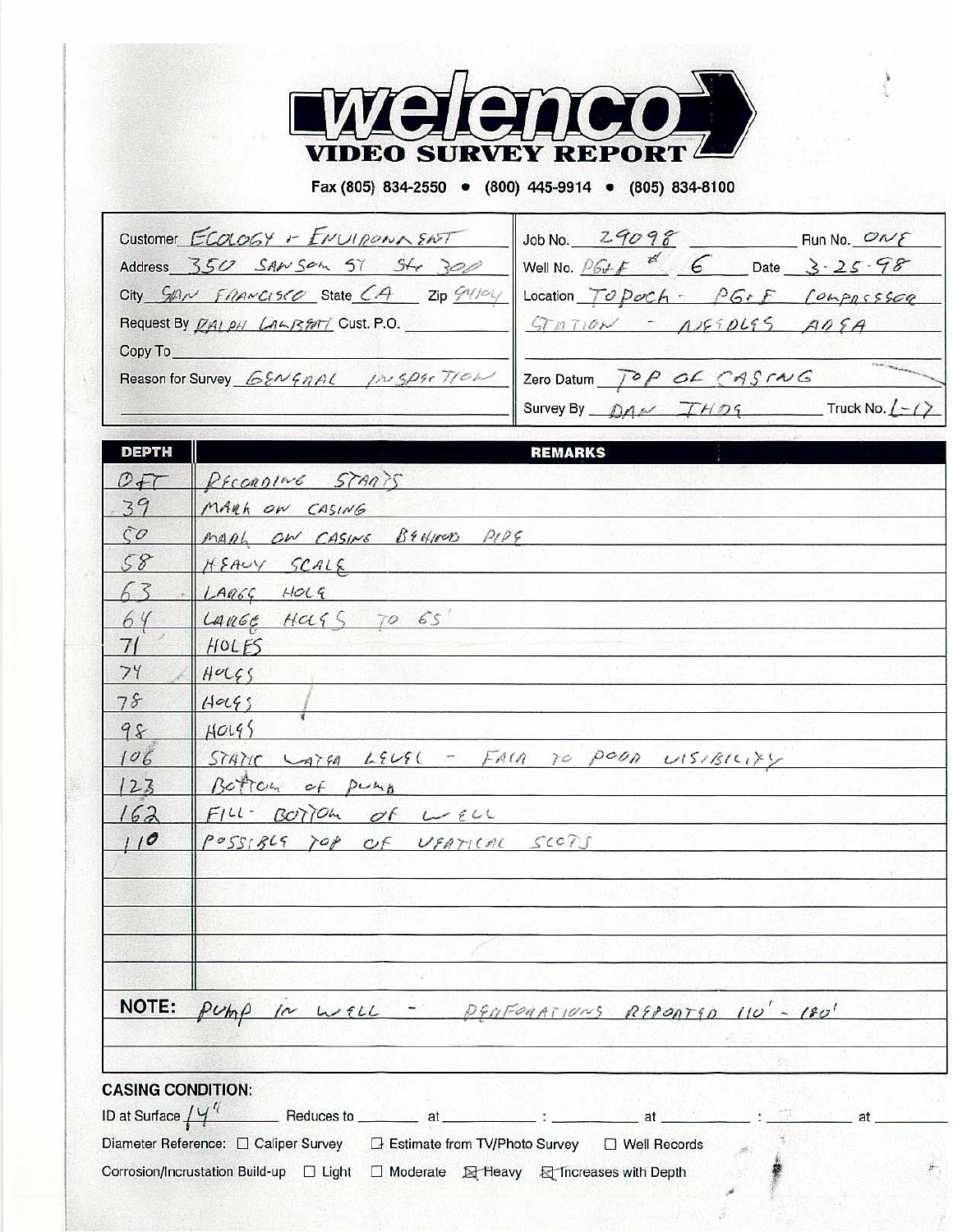# welenco

## VIDEO SURVEY REPORT

Fax (805) 834-2550 • (800) 445-9914 • (805) 834-8100

| | |
|---|---|
| Customer: ECOLOGY + ENVIRONMENT | Job No. 29098 Run No. ONE |
| Address: 350 SANSOME ST STE 300 | Well No. PG+E # 6 Date 3-25-98 |
| City: SAN FRANCISCO State: CA Zip: 94104 | Location: TOPOCK - PG+E COMPRESSOR STATION - NEEDLES AREA |
| Request By: RALPH LAMBERT Cust. P.O. | |
| Copy To: | Zero Datum: TOP OF CASING |
| Reason for Survey: GENERAL INSPECTION | Survey By: DAN IHDE Truck No. L-17 |

| DEPTH | REMARKS |
|---|---|
| 0 FT | RECORDING STARTS |
| 39 | MARK ON CASING |
| 50 | MARK ON CASING BEHIND PIPE |
| 58 | HEAVY SCALE |
| 63 | LARGE HOLE |
| 64 | LARGE HOLES TO 65' |
| 71 | HOLES |
| 74 | HOLES |
| 78 | HOLES |
| 98 | HOLES |
| 106 | STATIC WATER LEVEL - FAIR TO POOR VISIBILITY |
| 123 | BOTTOM OF PUMP |
| 162 | FILL - BOTTOM OF WELL |
| 110 | POSSIBLE TOP OF VERTICAL SLOTS |

**NOTE:** PUMP IN WELL - PERFORATIONS REPORTED 110' - 180'

**CASING CONDITION:**

ID at Surface 14" Reduces to ______ at ______ : ______ at ______ : ______ at ______

Diameter Reference: ☐ Caliper Survey ☒ Estimate from TV/Photo Survey ☐ Well Records

Corrosion/Incrustation Build-up ☐ Light ☐ Moderate ☒ Heavy ☒ Increases with Depth